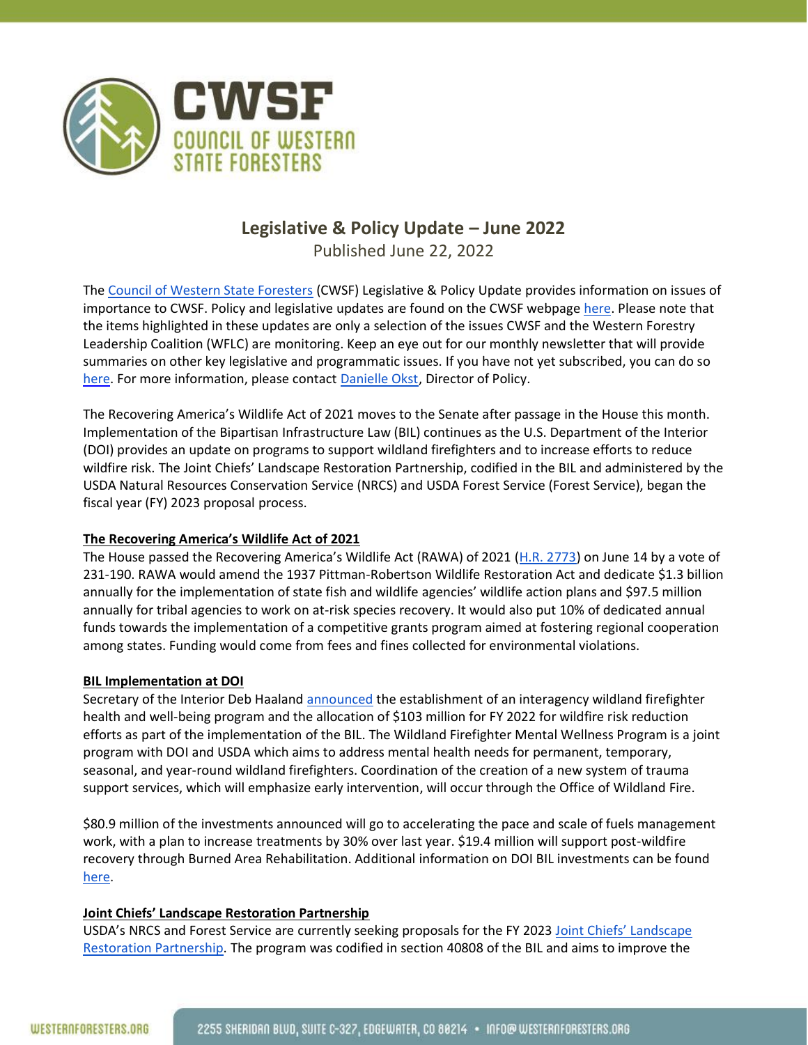# Legislative & Policy Update – June 2022

Published June 22, 2022

The Council of Western State Foresters (CWSF) Legislative & Policy Update provides information on issues of importance to CWSF. Policy and legislative updates are found on the CWSF webpage here. Please note that the items highlighted in these updates are only a selection of the issues CWSF and the Western Forestry Leadership Coalition (WFLC) are monitoring. Keep an eye out for our monthly newsletter that will provide summaries on other key legislative and programmatic issues. If you have not yet subscribed, you can do so here. For more information, please contact Danielle Okst, Director of Policy.

The Recovering America's Wildlife Act of 2021 moves to the Senate after passage in the House this month. Implementation of the Bipartisan Infrastructure Law (BIL) continues as the U.S. Department of the Interior (DOI) provides an update on programs to support wildland firefighters and to increase efforts to reduce wildfire risk. The Joint Chiefs' Landscape Restoration Partnership, codified in the BIL and administered by the USDA Natural Resources Conservation Service (NRCS) and USDA Forest Service (Forest Service), began the fiscal year (FY) 2023 proposal process.

## The Recovering America's Wildlife Act of 2021

The House passed the Recovering America's Wildlife Act (RAWA) of 2021 (H.R. 2773) on June 14 by a vote of 231-190. RAWA would amend the 1937 Pittman-Robertson Wildlife Restoration Act and dedicate $1.3 billion annually for the implementation of state fish and wildlife agencies' wildlife action plans and $97.5 million annually for tribal agencies to work on at-risk species recovery. It would also put 10% of dedicated annual funds towards the implementation of a competitive grants program aimed at fostering regional cooperation among states. Funding would come from fees and fines collected for environmental violations.

## BIL Implementation at DOI

Secretary of the Interior Deb Haaland announced the establishment of an interagency wildland firefighter health and well-being program and the allocation of $103 million for FY 2022 for wildfire risk reduction efforts as part of the implementation of the BIL. The Wildland Firefighter Mental Wellness Program is a joint program with DOI and USDA which aims to address mental health needs for permanent, temporary, seasonal, and year-round wildland firefighters. Coordination of the creation of a new system of trauma support services, which will emphasize early intervention, will occur through the Office of Wildland Fire.

$80.9 million of the investments announced will go to accelerating the pace and scale of fuels management work, with a plan to increase treatments by 30% over last year. $19.4 million will support post-wildfire recovery through Burned Area Rehabilitation. Additional information on DOI BIL investments can be found here.

## Joint Chiefs' Landscape Restoration Partnership

USDA's NRCS and Forest Service are currently seeking proposals for the FY 2023 Joint Chiefs' Landscape Restoration Partnership. The program was codified in section 40808 of the BIL and aims to improve the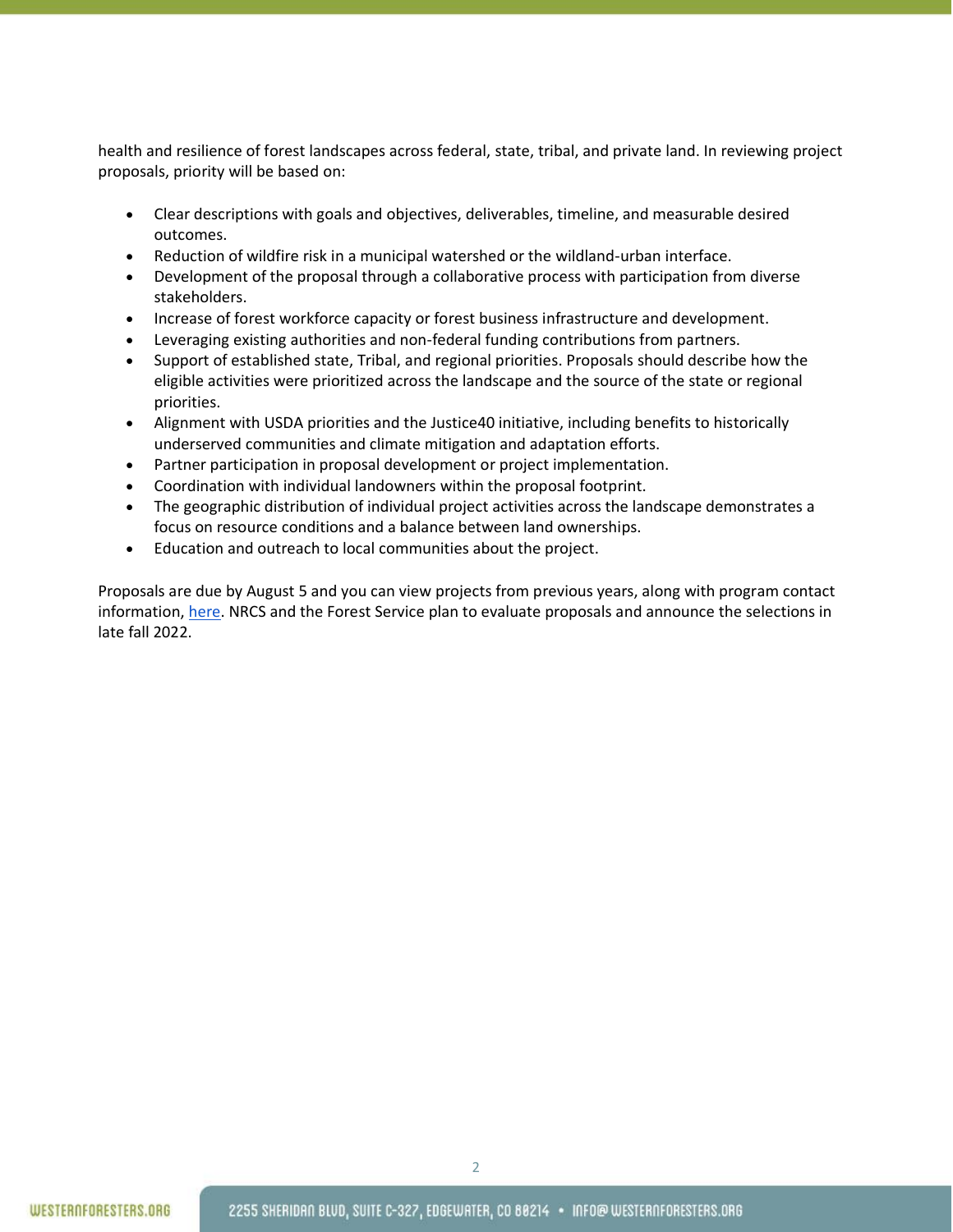health and resilience of forest landscapes across federal, state, tribal, and private land. In reviewing project proposals, priority will be based on:

- Clear descriptions with goals and objectives, deliverables, timeline, and measurable desired outcomes.
- Reduction of wildfire risk in a municipal watershed or the wildland-urban interface.
- Development of the proposal through a collaborative process with participation from diverse stakeholders.
- Increase of forest workforce capacity or forest business infrastructure and development.
- Leveraging existing authorities and non-federal funding contributions from partners.
- Support of established state, Tribal, and regional priorities. Proposals should describe how the eligible activities were prioritized across the landscape and the source of the state or regional priorities.
- Alignment with USDA priorities and the Justice40 initiative, including benefits to historically underserved communities and climate mitigation and adaptation efforts.
- Partner participation in proposal development or project implementation.
- Coordination with individual landowners within the proposal footprint.
- The geographic distribution of individual project activities across the landscape demonstrates a focus on resource conditions and a balance between land ownerships.
- Education and outreach to local communities about the project.

Proposals are due by August 5 and you can view projects from previous years, along with program contact information, here. NRCS and the Forest Service plan to evaluate proposals and announce the selections in late fall 2022.